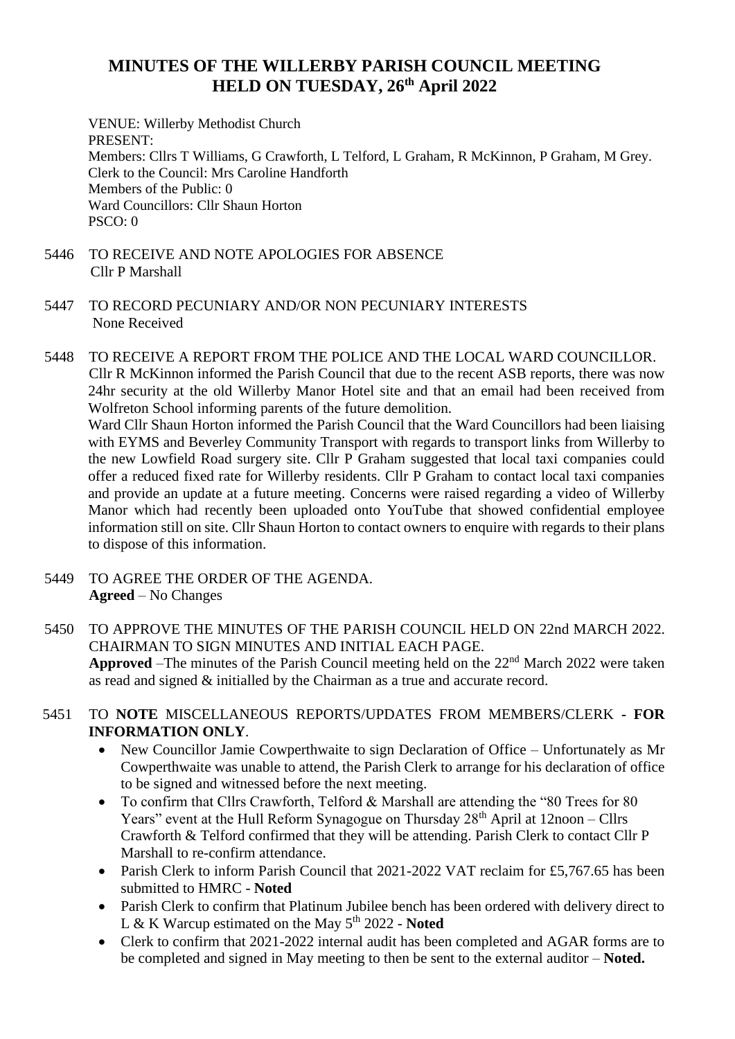# MINUTES OF THE WILLERBY PARISH COUNCIL MEETING HELD ON TUESDAY, 26th April 2022

VENUE: Willerby Methodist Church
PRESENT:
Members: Cllrs T Williams, G Crawforth, L Telford, L Graham, R McKinnon, P Graham, M Grey.
Clerk to the Council: Mrs Caroline Handforth
Members of the Public: 0
Ward Councillors: Cllr Shaun Horton
PSCO: 0

5446 TO RECEIVE AND NOTE APOLOGIES FOR ABSENCE
Cllr P Marshall

5447 TO RECORD PECUNIARY AND/OR NON PECUNIARY INTERESTS
None Received

5448 TO RECEIVE A REPORT FROM THE POLICE AND THE LOCAL WARD COUNCILLOR.
Cllr R McKinnon informed the Parish Council that due to the recent ASB reports, there was now 24hr security at the old Willerby Manor Hotel site and that an email had been received from Wolfreton School informing parents of the future demolition.
Ward Cllr Shaun Horton informed the Parish Council that the Ward Councillors had been liaising with EYMS and Beverley Community Transport with regards to transport links from Willerby to the new Lowfield Road surgery site. Cllr P Graham suggested that local taxi companies could offer a reduced fixed rate for Willerby residents. Cllr P Graham to contact local taxi companies and provide an update at a future meeting. Concerns were raised regarding a video of Willerby Manor which had recently been uploaded onto YouTube that showed confidential employee information still on site. Cllr Shaun Horton to contact owners to enquire with regards to their plans to dispose of this information.

5449 TO AGREE THE ORDER OF THE AGENDA.
**Agreed** – No Changes

5450 TO APPROVE THE MINUTES OF THE PARISH COUNCIL HELD ON 22nd MARCH 2022. CHAIRMAN TO SIGN MINUTES AND INITIAL EACH PAGE.
**Approved** –The minutes of the Parish Council meeting held on the 22nd March 2022 were taken as read and signed & initialled by the Chairman as a true and accurate record.

5451 TO **NOTE** MISCELLANEOUS REPORTS/UPDATES FROM MEMBERS/CLERK **- FOR INFORMATION ONLY**.

- New Councillor Jamie Cowperthwaite to sign Declaration of Office – Unfortunately as Mr Cowperthwaite was unable to attend, the Parish Clerk to arrange for his declaration of office to be signed and witnessed before the next meeting.
- To confirm that Cllrs Crawforth, Telford & Marshall are attending the "80 Trees for 80 Years" event at the Hull Reform Synagogue on Thursday 28th April at 12noon – Cllrs Crawforth & Telford confirmed that they will be attending. Parish Clerk to contact Cllr P Marshall to re-confirm attendance.
- Parish Clerk to inform Parish Council that 2021-2022 VAT reclaim for £5,767.65 has been submitted to HMRC - **Noted**
- Parish Clerk to confirm that Platinum Jubilee bench has been ordered with delivery direct to L & K Warcup estimated on the May 5th 2022 - **Noted**
- Clerk to confirm that 2021-2022 internal audit has been completed and AGAR forms are to be completed and signed in May meeting to then be sent to the external auditor – **Noted.**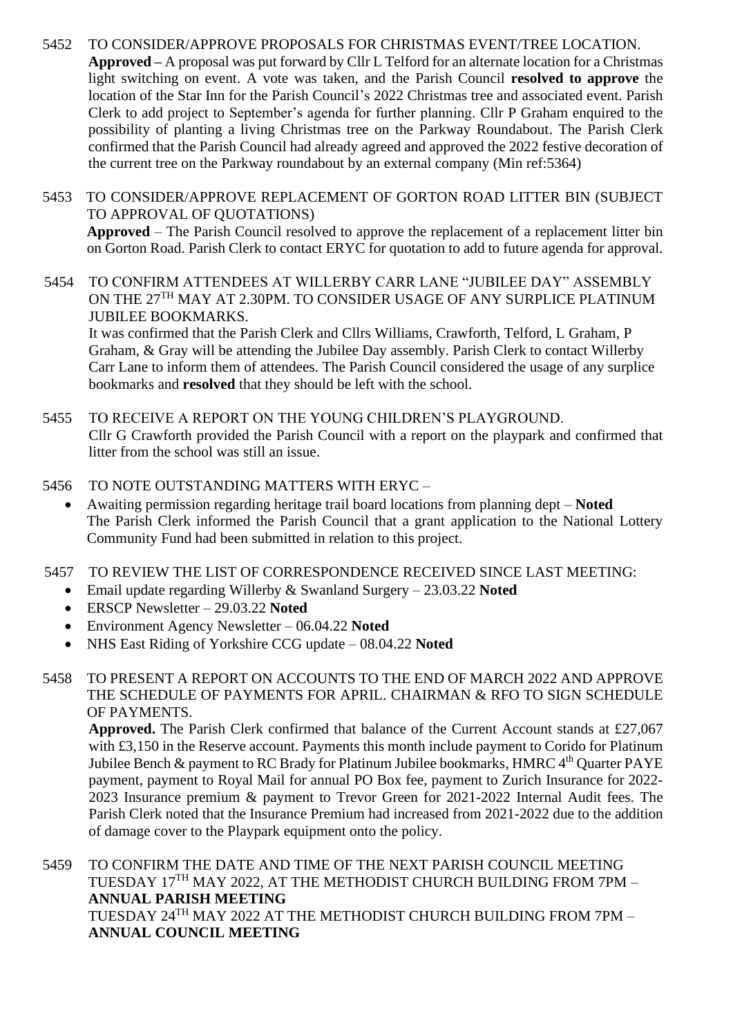5452 TO CONSIDER/APPROVE PROPOSALS FOR CHRISTMAS EVENT/TREE LOCATION.
**Approved –** A proposal was put forward by Cllr L Telford for an alternate location for a Christmas light switching on event. A vote was taken, and the Parish Council **resolved to approve** the location of the Star Inn for the Parish Council's 2022 Christmas tree and associated event. Parish Clerk to add project to September's agenda for further planning. Cllr P Graham enquired to the possibility of planting a living Christmas tree on the Parkway Roundabout. The Parish Clerk confirmed that the Parish Council had already agreed and approved the 2022 festive decoration of the current tree on the Parkway roundabout by an external company (Min ref:5364)

5453 TO CONSIDER/APPROVE REPLACEMENT OF GORTON ROAD LITTER BIN (SUBJECT TO APPROVAL OF QUOTATIONS)
**Approved** – The Parish Council resolved to approve the replacement of a replacement litter bin on Gorton Road. Parish Clerk to contact ERYC for quotation to add to future agenda for approval.

5454 TO CONFIRM ATTENDEES AT WILLERBY CARR LANE "JUBILEE DAY" ASSEMBLY ON THE 27TH MAY AT 2.30PM. TO CONSIDER USAGE OF ANY SURPLICE PLATINUM JUBILEE BOOKMARKS.
It was confirmed that the Parish Clerk and Cllrs Williams, Crawforth, Telford, L Graham, P Graham, & Gray will be attending the Jubilee Day assembly. Parish Clerk to contact Willerby Carr Lane to inform them of attendees. The Parish Council considered the usage of any surplice bookmarks and **resolved** that they should be left with the school.

5455 TO RECEIVE A REPORT ON THE YOUNG CHILDREN'S PLAYGROUND.
Cllr G Crawforth provided the Parish Council with a report on the playpark and confirmed that litter from the school was still an issue.

5456 TO NOTE OUTSTANDING MATTERS WITH ERYC –

- Awaiting permission regarding heritage trail board locations from planning dept – **Noted**
  The Parish Clerk informed the Parish Council that a grant application to the National Lottery Community Fund had been submitted in relation to this project.

5457 TO REVIEW THE LIST OF CORRESPONDENCE RECEIVED SINCE LAST MEETING:

- Email update regarding Willerby & Swanland Surgery – 23.03.22 **Noted**
- ERSCP Newsletter – 29.03.22 **Noted**
- Environment Agency Newsletter – 06.04.22 **Noted**
- NHS East Riding of Yorkshire CCG update – 08.04.22 **Noted**

5458 TO PRESENT A REPORT ON ACCOUNTS TO THE END OF MARCH 2022 AND APPROVE THE SCHEDULE OF PAYMENTS FOR APRIL. CHAIRMAN & RFO TO SIGN SCHEDULE OF PAYMENTS.
**Approved.** The Parish Clerk confirmed that balance of the Current Account stands at £27,067 with £3,150 in the Reserve account. Payments this month include payment to Corido for Platinum Jubilee Bench & payment to RC Brady for Platinum Jubilee bookmarks, HMRC 4th Quarter PAYE payment, payment to Royal Mail for annual PO Box fee, payment to Zurich Insurance for 2022-2023 Insurance premium & payment to Trevor Green for 2021-2022 Internal Audit fees. The Parish Clerk noted that the Insurance Premium had increased from 2021-2022 due to the addition of damage cover to the Playpark equipment onto the policy.

5459 TO CONFIRM THE DATE AND TIME OF THE NEXT PARISH COUNCIL MEETING
TUESDAY 17TH MAY 2022, AT THE METHODIST CHURCH BUILDING FROM 7PM – **ANNUAL PARISH MEETING**
TUESDAY 24TH MAY 2022 AT THE METHODIST CHURCH BUILDING FROM 7PM – **ANNUAL COUNCIL MEETING**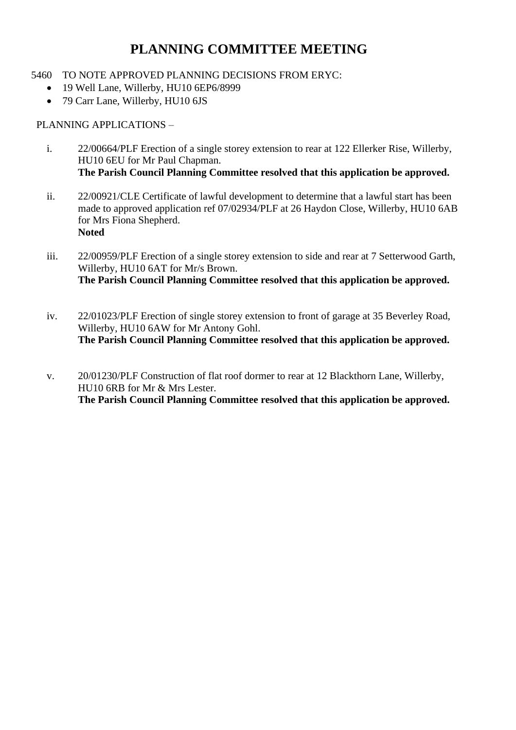# PLANNING COMMITTEE MEETING

5460 TO NOTE APPROVED PLANNING DECISIONS FROM ERYC:

- 19 Well Lane, Willerby, HU10 6EP6/8999
- 79 Carr Lane, Willerby, HU10 6JS

PLANNING APPLICATIONS –

i. 22/00664/PLF Erection of a single storey extension to rear at 122 Ellerker Rise, Willerby, HU10 6EU for Mr Paul Chapman.
**The Parish Council Planning Committee resolved that this application be approved.**

ii. 22/00921/CLE Certificate of lawful development to determine that a lawful start has been made to approved application ref 07/02934/PLF at 26 Haydon Close, Willerby, HU10 6AB for Mrs Fiona Shepherd.
**Noted**

iii. 22/00959/PLF Erection of a single storey extension to side and rear at 7 Setterwood Garth, Willerby, HU10 6AT for Mr/s Brown.
**The Parish Council Planning Committee resolved that this application be approved.**

iv. 22/01023/PLF Erection of single storey extension to front of garage at 35 Beverley Road, Willerby, HU10 6AW for Mr Antony Gohl.
**The Parish Council Planning Committee resolved that this application be approved.**

v. 20/01230/PLF Construction of flat roof dormer to rear at 12 Blackthorn Lane, Willerby, HU10 6RB for Mr & Mrs Lester.
**The Parish Council Planning Committee resolved that this application be approved.**